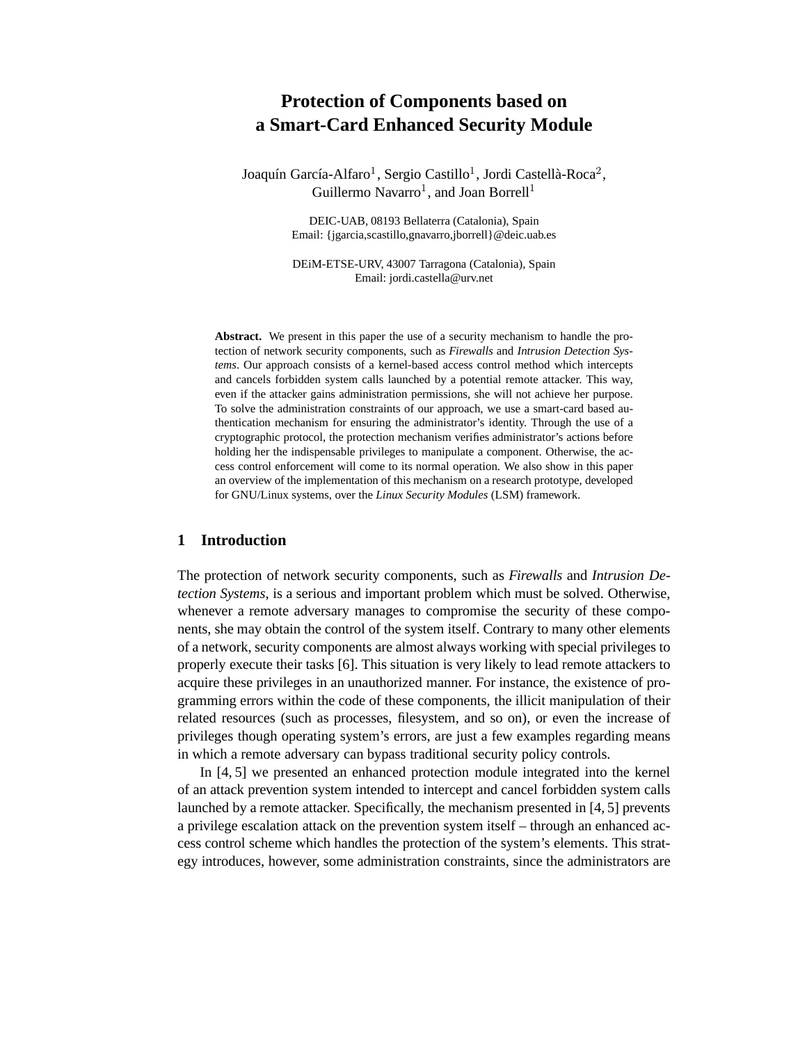# Protection of Components based on a Smart-Card Enhanced Security Module

Joaquín García-Alfaro[1], Sergio Castillo[1], Jordi Castellà-Roca[2], Guillermo Navarro[1], and Joan Borrell[1]

DEIC-UAB, 08193 Bellaterra (Catalonia), Spain
Email: {jgarcia,scastillo,gnavarro,jborrell}@deic.uab.es

DEiM-ETSE-URV, 43007 Tarragona (Catalonia), Spain
Email: jordi.castella@urv.net

**Abstract.** We present in this paper the use of a security mechanism to handle the protection of network security components, such as *Firewalls* and *Intrusion Detection Systems*. Our approach consists of a kernel-based access control method which intercepts and cancels forbidden system calls launched by a potential remote attacker. This way, even if the attacker gains administration permissions, she will not achieve her purpose. To solve the administration constraints of our approach, we use a smart-card based authentication mechanism for ensuring the administrator's identity. Through the use of a cryptographic protocol, the protection mechanism verifies administrator's actions before holding her the indispensable privileges to manipulate a component. Otherwise, the access control enforcement will come to its normal operation. We also show in this paper an overview of the implementation of this mechanism on a research prototype, developed for GNU/Linux systems, over the *Linux Security Modules* (LSM) framework.

## 1 Introduction

The protection of network security components, such as *Firewalls* and *Intrusion Detection Systems*, is a serious and important problem which must be solved. Otherwise, whenever a remote adversary manages to compromise the security of these components, she may obtain the control of the system itself. Contrary to many other elements of a network, security components are almost always working with special privileges to properly execute their tasks [6]. This situation is very likely to lead remote attackers to acquire these privileges in an unauthorized manner. For instance, the existence of programming errors within the code of these components, the illicit manipulation of their related resources (such as processes, filesystem, and so on), or even the increase of privileges though operating system's errors, are just a few examples regarding means in which a remote adversary can bypass traditional security policy controls.

In [4, 5] we presented an enhanced protection module integrated into the kernel of an attack prevention system intended to intercept and cancel forbidden system calls launched by a remote attacker. Specifically, the mechanism presented in [4, 5] prevents a privilege escalation attack on the prevention system itself – through an enhanced access control scheme which handles the protection of the system's elements. This strategy introduces, however, some administration constraints, since the administrators are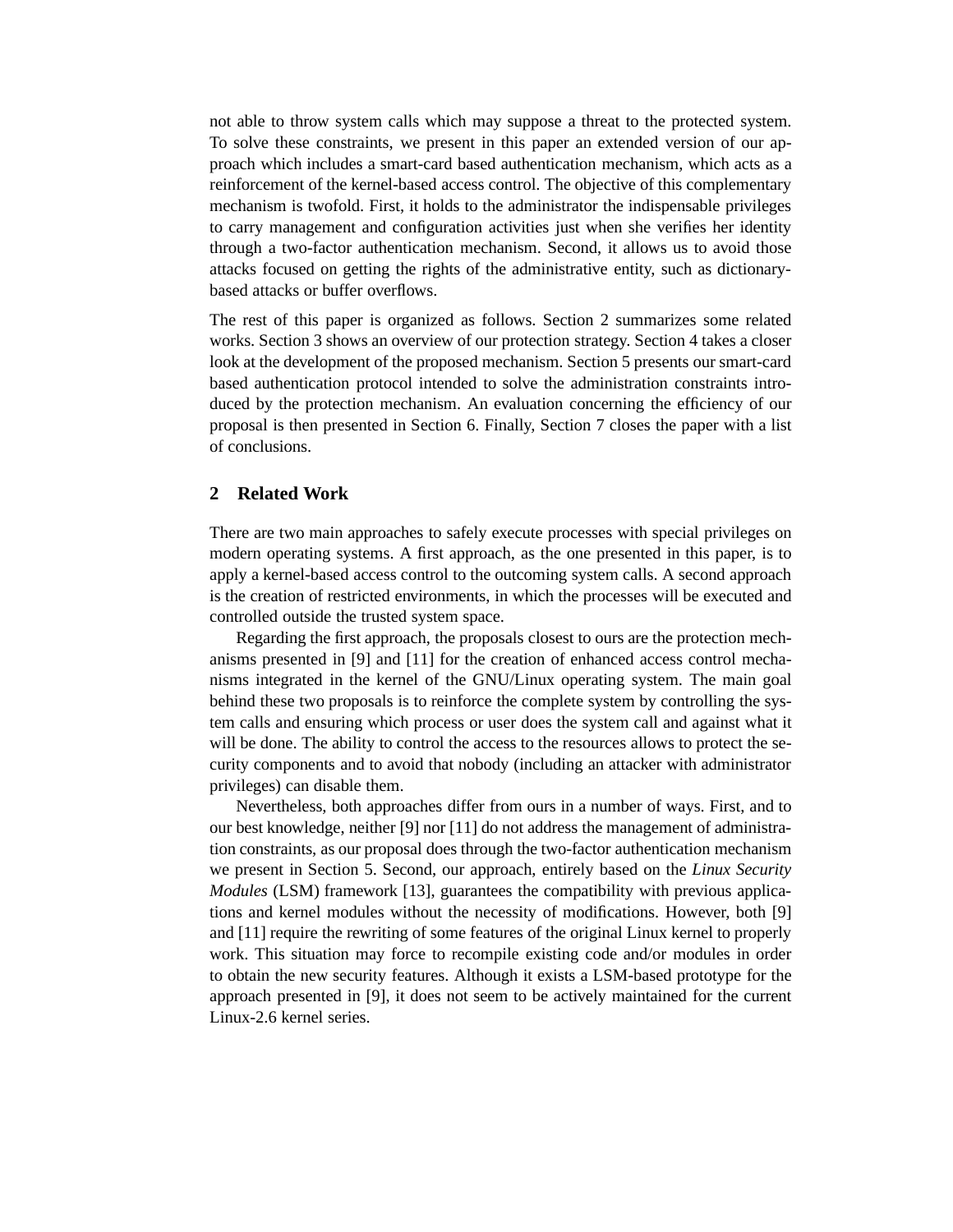not able to throw system calls which may suppose a threat to the protected system. To solve these constraints, we present in this paper an extended version of our approach which includes a smart-card based authentication mechanism, which acts as a reinforcement of the kernel-based access control. The objective of this complementary mechanism is twofold. First, it holds to the administrator the indispensable privileges to carry management and configuration activities just when she verifies her identity through a two-factor authentication mechanism. Second, it allows us to avoid those attacks focused on getting the rights of the administrative entity, such as dictionary-based attacks or buffer overflows.

The rest of this paper is organized as follows. Section 2 summarizes some related works. Section 3 shows an overview of our protection strategy. Section 4 takes a closer look at the development of the proposed mechanism. Section 5 presents our smart-card based authentication protocol intended to solve the administration constraints introduced by the protection mechanism. An evaluation concerning the efficiency of our proposal is then presented in Section 6. Finally, Section 7 closes the paper with a list of conclusions.

## 2 Related Work

There are two main approaches to safely execute processes with special privileges on modern operating systems. A first approach, as the one presented in this paper, is to apply a kernel-based access control to the outcoming system calls. A second approach is the creation of restricted environments, in which the processes will be executed and controlled outside the trusted system space.

Regarding the first approach, the proposals closest to ours are the protection mechanisms presented in [9] and [11] for the creation of enhanced access control mechanisms integrated in the kernel of the GNU/Linux operating system. The main goal behind these two proposals is to reinforce the complete system by controlling the system calls and ensuring which process or user does the system call and against what it will be done. The ability to control the access to the resources allows to protect the security components and to avoid that nobody (including an attacker with administrator privileges) can disable them.

Nevertheless, both approaches differ from ours in a number of ways. First, and to our best knowledge, neither [9] nor [11] do not address the management of administration constraints, as our proposal does through the two-factor authentication mechanism we present in Section 5. Second, our approach, entirely based on the *Linux Security Modules* (LSM) framework [13], guarantees the compatibility with previous applications and kernel modules without the necessity of modifications. However, both [9] and [11] require the rewriting of some features of the original Linux kernel to properly work. This situation may force to recompile existing code and/or modules in order to obtain the new security features. Although it exists a LSM-based prototype for the approach presented in [9], it does not seem to be actively maintained for the current Linux-2.6 kernel series.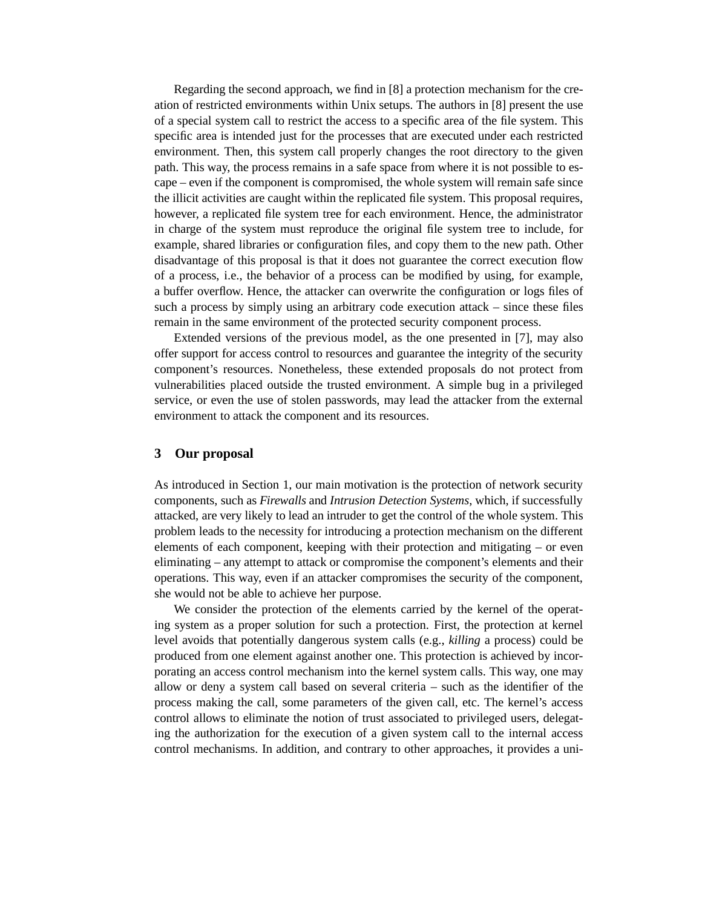Regarding the second approach, we find in [8] a protection mechanism for the creation of restricted environments within Unix setups. The authors in [8] present the use of a special system call to restrict the access to a specific area of the file system. This specific area is intended just for the processes that are executed under each restricted environment. Then, this system call properly changes the root directory to the given path. This way, the process remains in a safe space from where it is not possible to escape – even if the component is compromised, the whole system will remain safe since the illicit activities are caught within the replicated file system. This proposal requires, however, a replicated file system tree for each environment. Hence, the administrator in charge of the system must reproduce the original file system tree to include, for example, shared libraries or configuration files, and copy them to the new path. Other disadvantage of this proposal is that it does not guarantee the correct execution flow of a process, i.e., the behavior of a process can be modified by using, for example, a buffer overflow. Hence, the attacker can overwrite the configuration or logs files of such a process by simply using an arbitrary code execution attack – since these files remain in the same environment of the protected security component process.

Extended versions of the previous model, as the one presented in [7], may also offer support for access control to resources and guarantee the integrity of the security component's resources. Nonetheless, these extended proposals do not protect from vulnerabilities placed outside the trusted environment. A simple bug in a privileged service, or even the use of stolen passwords, may lead the attacker from the external environment to attack the component and its resources.

## 3 Our proposal

As introduced in Section 1, our main motivation is the protection of network security components, such as *Firewalls* and *Intrusion Detection Systems*, which, if successfully attacked, are very likely to lead an intruder to get the control of the whole system. This problem leads to the necessity for introducing a protection mechanism on the different elements of each component, keeping with their protection and mitigating – or even eliminating – any attempt to attack or compromise the component's elements and their operations. This way, even if an attacker compromises the security of the component, she would not be able to achieve her purpose.

We consider the protection of the elements carried by the kernel of the operating system as a proper solution for such a protection. First, the protection at kernel level avoids that potentially dangerous system calls (e.g., *killing* a process) could be produced from one element against another one. This protection is achieved by incorporating an access control mechanism into the kernel system calls. This way, one may allow or deny a system call based on several criteria – such as the identifier of the process making the call, some parameters of the given call, etc. The kernel's access control allows to eliminate the notion of trust associated to privileged users, delegating the authorization for the execution of a given system call to the internal access control mechanisms. In addition, and contrary to other approaches, it provides a uni-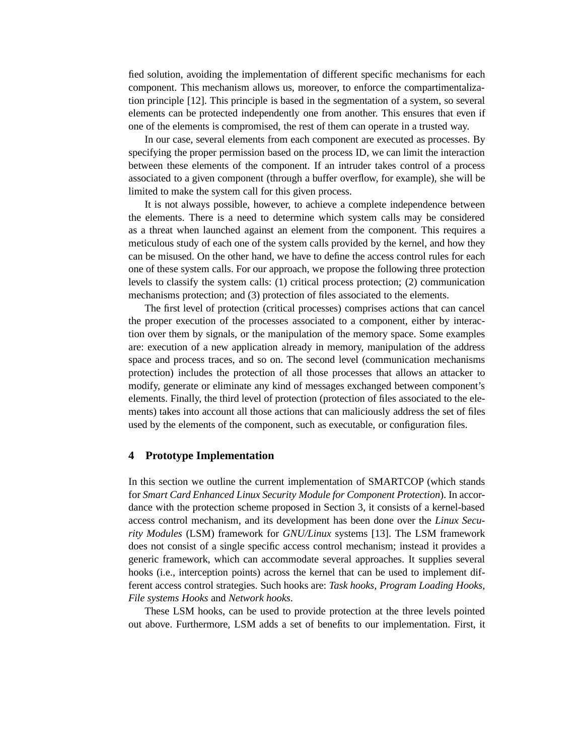fied solution, avoiding the implementation of different specific mechanisms for each component. This mechanism allows us, moreover, to enforce the compartimentalization principle [12]. This principle is based in the segmentation of a system, so several elements can be protected independently one from another. This ensures that even if one of the elements is compromised, the rest of them can operate in a trusted way.

In our case, several elements from each component are executed as processes. By specifying the proper permission based on the process ID, we can limit the interaction between these elements of the component. If an intruder takes control of a process associated to a given component (through a buffer overflow, for example), she will be limited to make the system call for this given process.

It is not always possible, however, to achieve a complete independence between the elements. There is a need to determine which system calls may be considered as a threat when launched against an element from the component. This requires a meticulous study of each one of the system calls provided by the kernel, and how they can be misused. On the other hand, we have to define the access control rules for each one of these system calls. For our approach, we propose the following three protection levels to classify the system calls: (1) critical process protection; (2) communication mechanisms protection; and (3) protection of files associated to the elements.

The first level of protection (critical processes) comprises actions that can cancel the proper execution of the processes associated to a component, either by interaction over them by signals, or the manipulation of the memory space. Some examples are: execution of a new application already in memory, manipulation of the address space and process traces, and so on. The second level (communication mechanisms protection) includes the protection of all those processes that allows an attacker to modify, generate or eliminate any kind of messages exchanged between component's elements. Finally, the third level of protection (protection of files associated to the elements) takes into account all those actions that can maliciously address the set of files used by the elements of the component, such as executable, or configuration files.

## 4 Prototype Implementation

In this section we outline the current implementation of SMARTCOP (which stands for *Smart Card Enhanced Linux Security Module for Component Protection*). In accordance with the protection scheme proposed in Section 3, it consists of a kernel-based access control mechanism, and its development has been done over the *Linux Security Modules* (LSM) framework for *GNU/Linux* systems [13]. The LSM framework does not consist of a single specific access control mechanism; instead it provides a generic framework, which can accommodate several approaches. It supplies several hooks (i.e., interception points) across the kernel that can be used to implement different access control strategies. Such hooks are: *Task hooks, Program Loading Hooks, File systems Hooks* and *Network hooks*.

These LSM hooks, can be used to provide protection at the three levels pointed out above. Furthermore, LSM adds a set of benefits to our implementation. First, it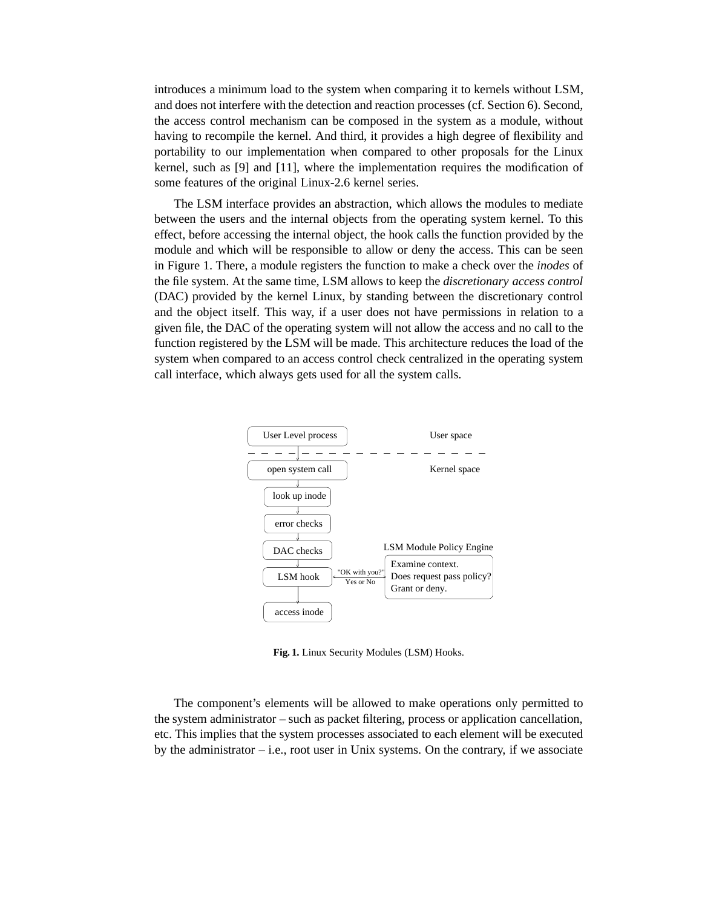introduces a minimum load to the system when comparing it to kernels without LSM, and does not interfere with the detection and reaction processes (cf. Section 6). Second, the access control mechanism can be composed in the system as a module, without having to recompile the kernel. And third, it provides a high degree of flexibility and portability to our implementation when compared to other proposals for the Linux kernel, such as [9] and [11], where the implementation requires the modification of some features of the original Linux-2.6 kernel series.

The LSM interface provides an abstraction, which allows the modules to mediate between the users and the internal objects from the operating system kernel. To this effect, before accessing the internal object, the hook calls the function provided by the module and which will be responsible to allow or deny the access. This can be seen in Figure 1. There, a module registers the function to make a check over the *inodes* of the file system. At the same time, LSM allows to keep the *discretionary access control* (DAC) provided by the kernel Linux, by standing between the discretionary control and the object itself. This way, if a user does not have permissions in relation to a given file, the DAC of the operating system will not allow the access and no call to the function registered by the LSM will be made. This architecture reduces the load of the system when compared to an access control check centralized in the operating system call interface, which always gets used for all the system calls.

User Level process — User space

open system call — Kernel space

look up inode

error checks

DAC checks

LSM hook ↔ "OK with you?" Yes or No ↔ LSM Module Policy Engine: Examine context. Does request pass policy? Grant or deny.

access inode

**Fig. 1.** Linux Security Modules (LSM) Hooks.

The component's elements will be allowed to make operations only permitted to the system administrator – such as packet filtering, process or application cancellation, etc. This implies that the system processes associated to each element will be executed by the administrator – i.e., root user in Unix systems. On the contrary, if we associate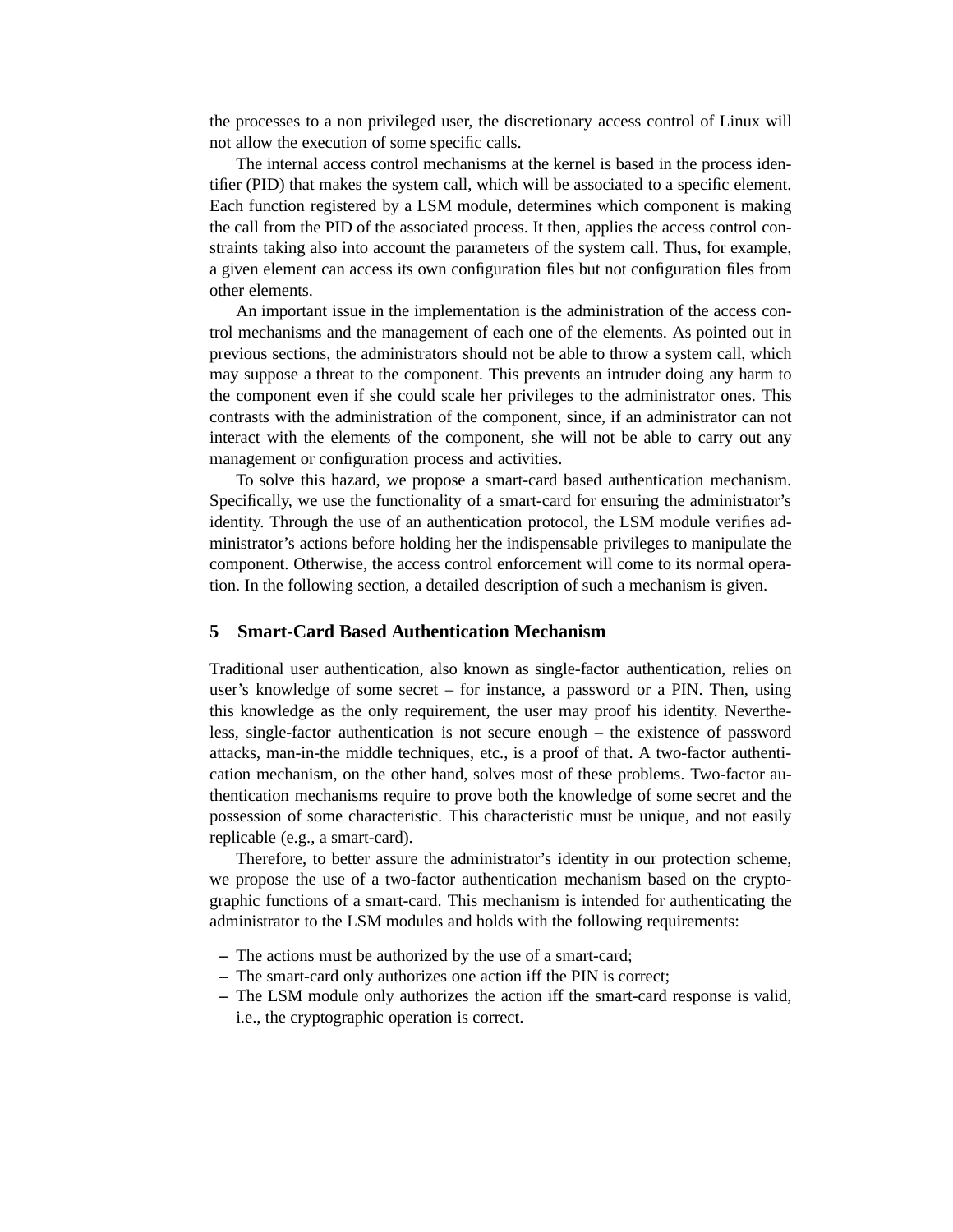the processes to a non privileged user, the discretionary access control of Linux will not allow the execution of some specific calls.

The internal access control mechanisms at the kernel is based in the process identifier (PID) that makes the system call, which will be associated to a specific element. Each function registered by a LSM module, determines which component is making the call from the PID of the associated process. It then, applies the access control constraints taking also into account the parameters of the system call. Thus, for example, a given element can access its own configuration files but not configuration files from other elements.

An important issue in the implementation is the administration of the access control mechanisms and the management of each one of the elements. As pointed out in previous sections, the administrators should not be able to throw a system call, which may suppose a threat to the component. This prevents an intruder doing any harm to the component even if she could scale her privileges to the administrator ones. This contrasts with the administration of the component, since, if an administrator can not interact with the elements of the component, she will not be able to carry out any management or configuration process and activities.

To solve this hazard, we propose a smart-card based authentication mechanism. Specifically, we use the functionality of a smart-card for ensuring the administrator's identity. Through the use of an authentication protocol, the LSM module verifies administrator's actions before holding her the indispensable privileges to manipulate the component. Otherwise, the access control enforcement will come to its normal operation. In the following section, a detailed description of such a mechanism is given.

## 5 Smart-Card Based Authentication Mechanism

Traditional user authentication, also known as single-factor authentication, relies on user's knowledge of some secret – for instance, a password or a PIN. Then, using this knowledge as the only requirement, the user may proof his identity. Nevertheless, single-factor authentication is not secure enough – the existence of password attacks, man-in-the middle techniques, etc., is a proof of that. A two-factor authentication mechanism, on the other hand, solves most of these problems. Two-factor authentication mechanisms require to prove both the knowledge of some secret and the possession of some characteristic. This characteristic must be unique, and not easily replicable (e.g., a smart-card).

Therefore, to better assure the administrator's identity in our protection scheme, we propose the use of a two-factor authentication mechanism based on the cryptographic functions of a smart-card. This mechanism is intended for authenticating the administrator to the LSM modules and holds with the following requirements:

- The actions must be authorized by the use of a smart-card;
- The smart-card only authorizes one action iff the PIN is correct;
- The LSM module only authorizes the action iff the smart-card response is valid, i.e., the cryptographic operation is correct.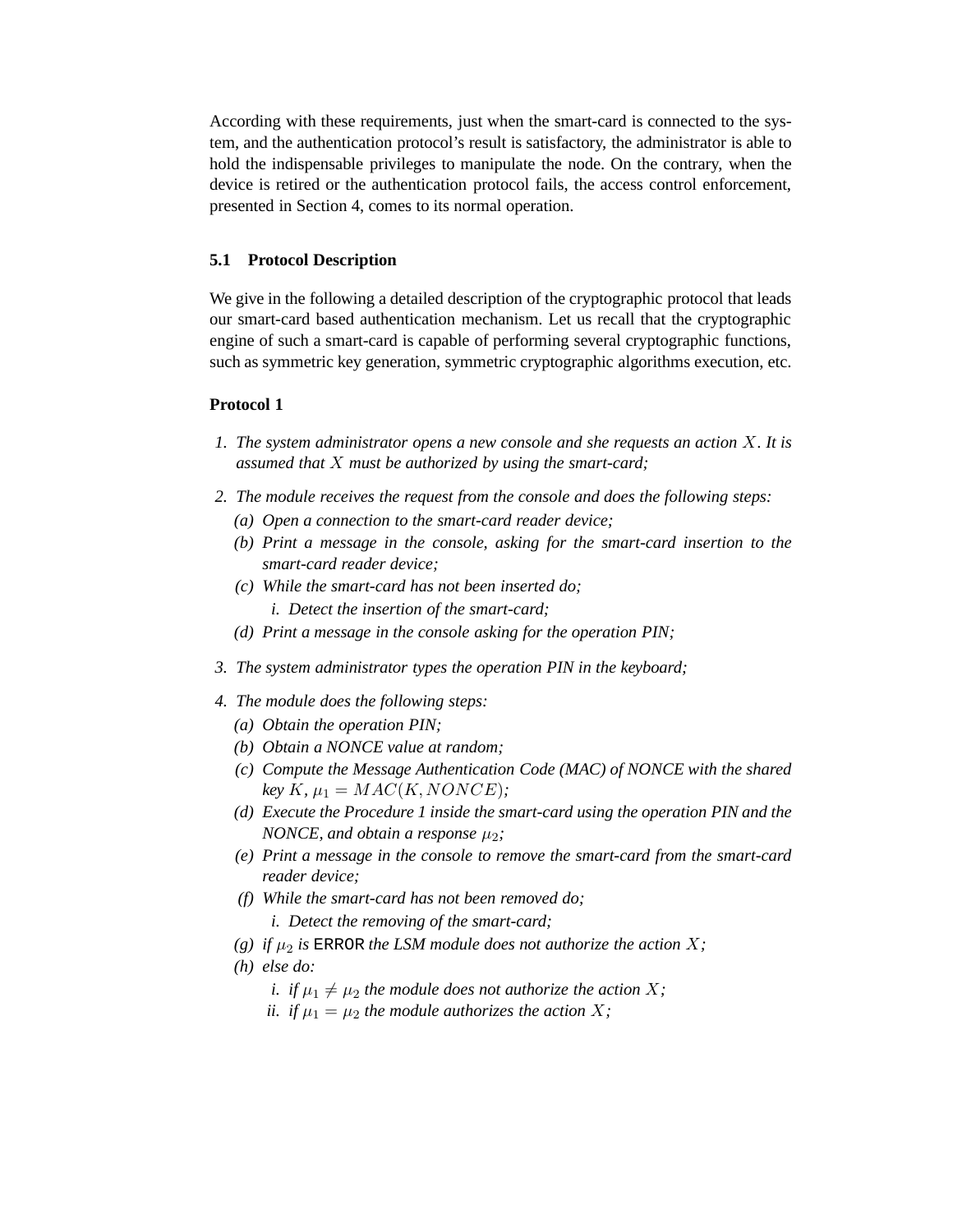According with these requirements, just when the smart-card is connected to the system, and the authentication protocol's result is satisfactory, the administrator is able to hold the indispensable privileges to manipulate the node. On the contrary, when the device is retired or the authentication protocol fails, the access control enforcement, presented in Section 4, comes to its normal operation.

### 5.1 Protocol Description

We give in the following a detailed description of the cryptographic protocol that leads our smart-card based authentication mechanism. Let us recall that the cryptographic engine of such a smart-card is capable of performing several cryptographic functions, such as symmetric key generation, symmetric cryptographic algorithms execution, etc.

**Protocol 1**

1. *The system administrator opens a new console and she requests an action $X$. It is assumed that $X$ must be authorized by using the smart-card;*
2. *The module receives the request from the console and does the following steps:*
   (a) *Open a connection to the smart-card reader device;*
   (b) *Print a message in the console, asking for the smart-card insertion to the smart-card reader device;*
   (c) *While the smart-card has not been inserted do;*
      i. *Detect the insertion of the smart-card;*
   (d) *Print a message in the console asking for the operation PIN;*
3. *The system administrator types the operation PIN in the keyboard;*
4. *The module does the following steps:*
   (a) *Obtain the operation PIN;*
   (b) *Obtain a NONCE value at random;*
   (c) *Compute the Message Authentication Code (MAC) of NONCE with the shared key $K$, $\mu_1 = MAC(K, NONCE)$;*
   (d) *Execute the Procedure 1 inside the smart-card using the operation PIN and the NONCE, and obtain a response $\mu_2$;*
   (e) *Print a message in the console to remove the smart-card from the smart-card reader device;*
   (f) *While the smart-card has not been removed do;*
      i. *Detect the removing of the smart-card;*
   (g) *if $\mu_2$ is* `ERROR` *the LSM module does not authorize the action $X$;*
   (h) *else do:*
      i. *if $\mu_1 \neq \mu_2$ the module does not authorize the action $X$;*
      ii. *if $\mu_1 = \mu_2$ the module authorizes the action $X$;*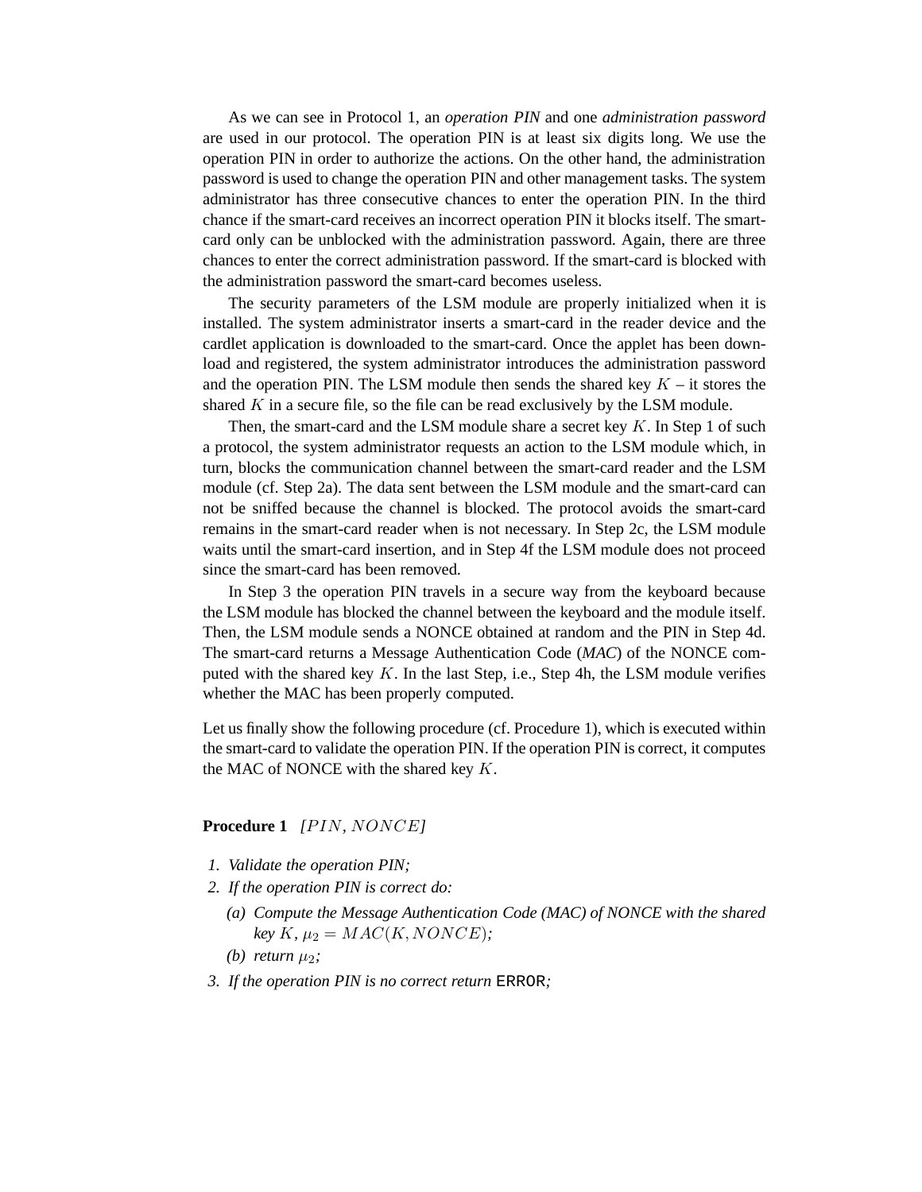As we can see in Protocol 1, an *operation PIN* and one *administration password* are used in our protocol. The operation PIN is at least six digits long. We use the operation PIN in order to authorize the actions. On the other hand, the administration password is used to change the operation PIN and other management tasks. The system administrator has three consecutive chances to enter the operation PIN. In the third chance if the smart-card receives an incorrect operation PIN it blocks itself. The smart-card only can be unblocked with the administration password. Again, there are three chances to enter the correct administration password. If the smart-card is blocked with the administration password the smart-card becomes useless.

The security parameters of the LSM module are properly initialized when it is installed. The system administrator inserts a smart-card in the reader device and the cardlet application is downloaded to the smart-card. Once the applet has been download and registered, the system administrator introduces the administration password and the operation PIN. The LSM module then sends the shared key $K$ – it stores the shared $K$ in a secure file, so the file can be read exclusively by the LSM module.

Then, the smart-card and the LSM module share a secret key $K$. In Step 1 of such a protocol, the system administrator requests an action to the LSM module which, in turn, blocks the communication channel between the smart-card reader and the LSM module (cf. Step 2a). The data sent between the LSM module and the smart-card can not be sniffed because the channel is blocked. The protocol avoids the smart-card remains in the smart-card reader when is not necessary. In Step 2c, the LSM module waits until the smart-card insertion, and in Step 4f the LSM module does not proceed since the smart-card has been removed.

In Step 3 the operation PIN travels in a secure way from the keyboard because the LSM module has blocked the channel between the keyboard and the module itself. Then, the LSM module sends a NONCE obtained at random and the PIN in Step 4d. The smart-card returns a Message Authentication Code (*MAC*) of the NONCE computed with the shared key $K$. In the last Step, i.e., Step 4h, the LSM module verifies whether the MAC has been properly computed.

Let us finally show the following procedure (cf. Procedure 1), which is executed within the smart-card to validate the operation PIN. If the operation PIN is correct, it computes the MAC of NONCE with the shared key $K$.

**Procedure 1** *$[PIN, NONCE]$*

1. *Validate the operation PIN;*
2. *If the operation PIN is correct do:*
   (a) *Compute the Message Authentication Code (MAC) of NONCE with the shared key $K$, $\mu_2 = MAC(K, NONCE)$;*
   (b) *return $\mu_2$;*
3. *If the operation PIN is no correct return* `ERROR`*;*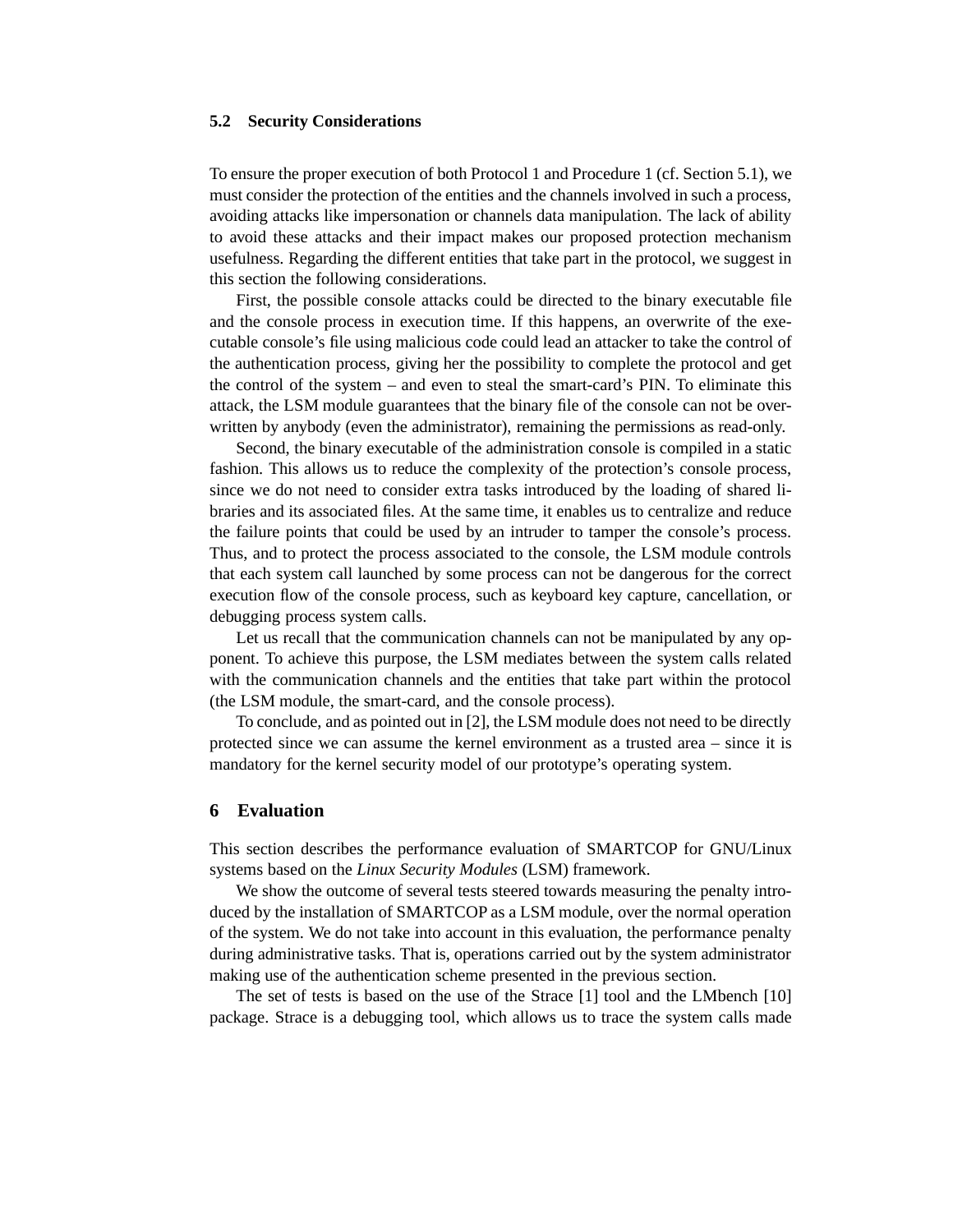### 5.2 Security Considerations

To ensure the proper execution of both Protocol 1 and Procedure 1 (cf. Section 5.1), we must consider the protection of the entities and the channels involved in such a process, avoiding attacks like impersonation or channels data manipulation. The lack of ability to avoid these attacks and their impact makes our proposed protection mechanism usefulness. Regarding the different entities that take part in the protocol, we suggest in this section the following considerations.

First, the possible console attacks could be directed to the binary executable file and the console process in execution time. If this happens, an overwrite of the executable console's file using malicious code could lead an attacker to take the control of the authentication process, giving her the possibility to complete the protocol and get the control of the system – and even to steal the smart-card's PIN. To eliminate this attack, the LSM module guarantees that the binary file of the console can not be overwritten by anybody (even the administrator), remaining the permissions as read-only.

Second, the binary executable of the administration console is compiled in a static fashion. This allows us to reduce the complexity of the protection's console process, since we do not need to consider extra tasks introduced by the loading of shared libraries and its associated files. At the same time, it enables us to centralize and reduce the failure points that could be used by an intruder to tamper the console's process. Thus, and to protect the process associated to the console, the LSM module controls that each system call launched by some process can not be dangerous for the correct execution flow of the console process, such as keyboard key capture, cancellation, or debugging process system calls.

Let us recall that the communication channels can not be manipulated by any opponent. To achieve this purpose, the LSM mediates between the system calls related with the communication channels and the entities that take part within the protocol (the LSM module, the smart-card, and the console process).

To conclude, and as pointed out in [2], the LSM module does not need to be directly protected since we can assume the kernel environment as a trusted area – since it is mandatory for the kernel security model of our prototype's operating system.

## 6 Evaluation

This section describes the performance evaluation of SMARTCOP for GNU/Linux systems based on the *Linux Security Modules* (LSM) framework.

We show the outcome of several tests steered towards measuring the penalty introduced by the installation of SMARTCOP as a LSM module, over the normal operation of the system. We do not take into account in this evaluation, the performance penalty during administrative tasks. That is, operations carried out by the system administrator making use of the authentication scheme presented in the previous section.

The set of tests is based on the use of the Strace [1] tool and the LMbench [10] package. Strace is a debugging tool, which allows us to trace the system calls made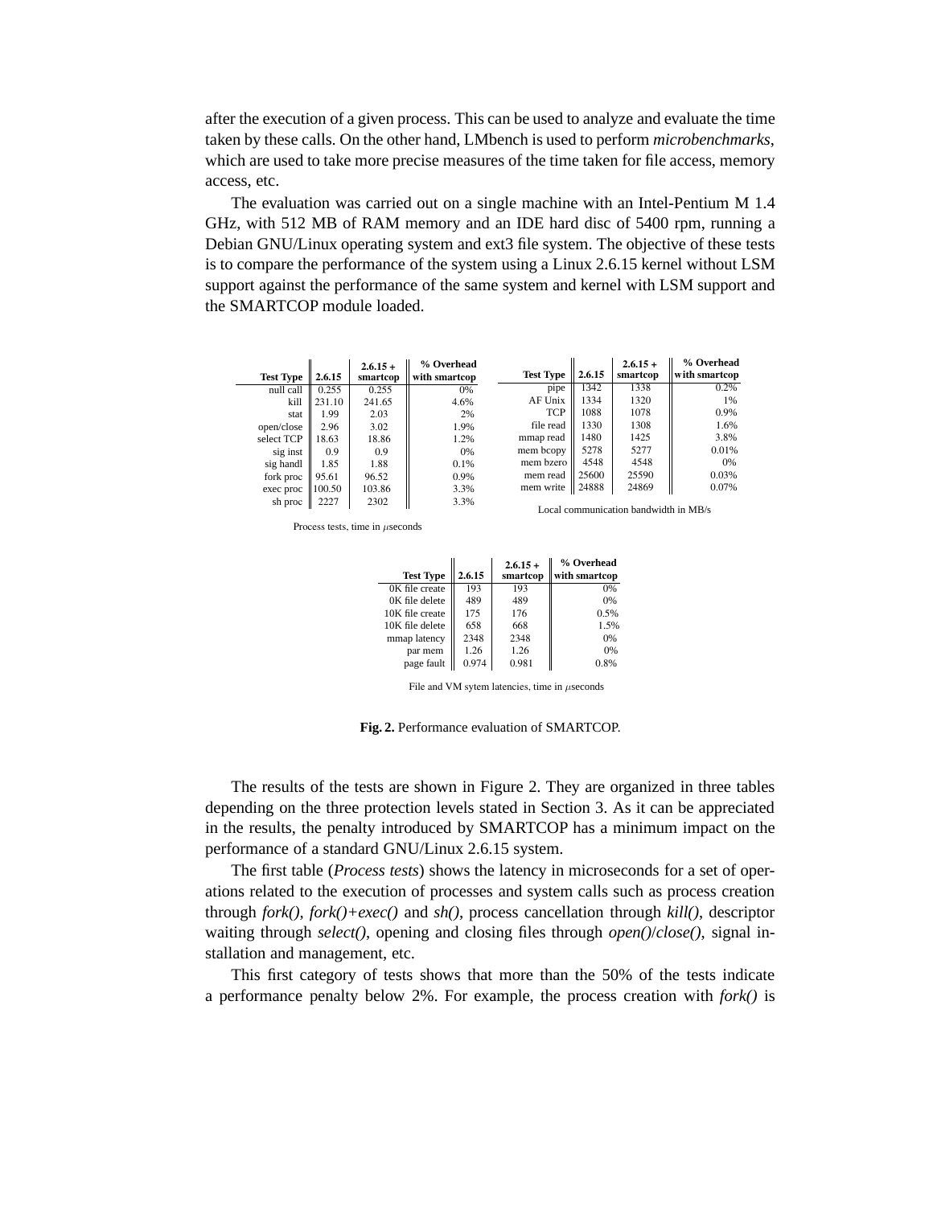after the execution of a given process. This can be used to analyze and evaluate the time taken by these calls. On the other hand, LMbench is used to perform *microbenchmarks*, which are used to take more precise measures of the time taken for file access, memory access, etc.

The evaluation was carried out on a single machine with an Intel-Pentium M 1.4 GHz, with 512 MB of RAM memory and an IDE hard disc of 5400 rpm, running a Debian GNU/Linux operating system and ext3 file system. The objective of these tests is to compare the performance of the system using a Linux 2.6.15 kernel without LSM support against the performance of the same system and kernel with LSM support and the SMARTCOP module loaded.

| Test Type | 2.6.15 | 2.6.15 + smartcop | % Overhead with smartcop |
|---|---|---|---|
| null call | 0.255 | 0.255 | 0% |
| kill | 231.10 | 241.65 | 4.6% |
| stat | 1.99 | 2.03 | 2% |
| open/close | 2.96 | 3.02 | 1.9% |
| select TCP | 18.63 | 18.86 | 1.2% |
| sig inst | 0.9 | 0.9 | 0% |
| sig handl | 1.85 | 1.88 | 0.1% |
| fork proc | 95.61 | 96.52 | 0.9% |
| exec proc | 100.50 | 103.86 | 3.3% |
| sh proc | 2227 | 2302 | 3.3% |

Process tests, time in $\mu$seconds

| Test Type | 2.6.15 | 2.6.15 + smartcop | % Overhead with smartcop |
|---|---|---|---|
| pipe | 1342 | 1338 | 0.2% |
| AF Unix | 1334 | 1320 | 1% |
| TCP | 1088 | 1078 | 0.9% |
| file read | 1330 | 1308 | 1.6% |
| mmap read | 1480 | 1425 | 3.8% |
| mem bcopy | 5278 | 5277 | 0.01% |
| mem bzero | 4548 | 4548 | 0% |
| mem read | 25600 | 25590 | 0.03% |
| mem write | 24888 | 24869 | 0.07% |

Local communication bandwidth in MB/s

| Test Type | 2.6.15 | 2.6.15 + smartcop | % Overhead with smartcop |
|---|---|---|---|
| 0K file create | 193 | 193 | 0% |
| 0K file delete | 489 | 489 | 0% |
| 10K file create | 175 | 176 | 0.5% |
| 10K file delete | 658 | 668 | 1.5% |
| mmap latency | 2348 | 2348 | 0% |
| par mem | 1.26 | 1.26 | 0% |
| page fault | 0.974 | 0.981 | 0.8% |

File and VM sytem latencies, time in $\mu$seconds

**Fig. 2.** Performance evaluation of SMARTCOP.

The results of the tests are shown in Figure 2. They are organized in three tables depending on the three protection levels stated in Section 3. As it can be appreciated in the results, the penalty introduced by SMARTCOP has a minimum impact on the performance of a standard GNU/Linux 2.6.15 system.

The first table (*Process tests*) shows the latency in microseconds for a set of operations related to the execution of processes and system calls such as process creation through *fork()*, *fork()+exec()* and *sh()*, process cancellation through *kill()*, descriptor waiting through *select()*, opening and closing files through *open()*/*close()*, signal installation and management, etc.

This first category of tests shows that more than the 50% of the tests indicate a performance penalty below 2%. For example, the process creation with *fork()* is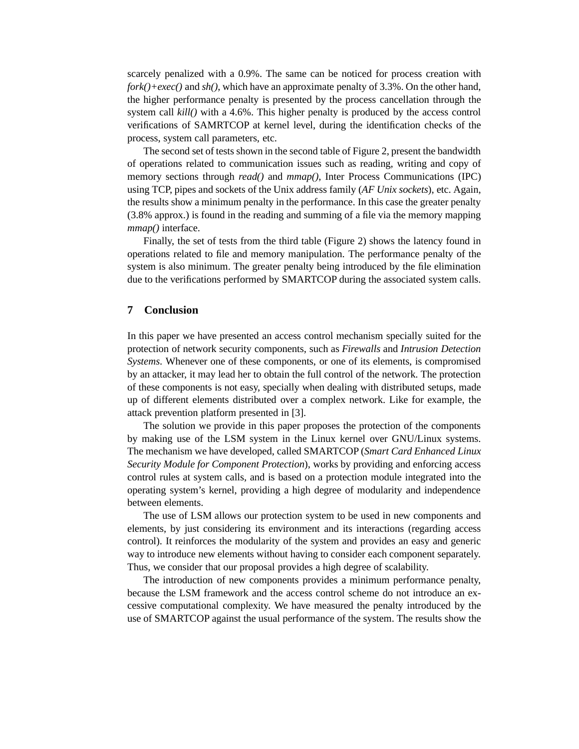scarcely penalized with a 0.9%. The same can be noticed for process creation with *fork()+exec()* and *sh()*, which have an approximate penalty of 3.3%. On the other hand, the higher performance penalty is presented by the process cancellation through the system call *kill()* with a 4.6%. This higher penalty is produced by the access control verifications of SAMRTCOP at kernel level, during the identification checks of the process, system call parameters, etc.

The second set of tests shown in the second table of Figure 2, present the bandwidth of operations related to communication issues such as reading, writing and copy of memory sections through *read()* and *mmap()*, Inter Process Communications (IPC) using TCP, pipes and sockets of the Unix address family (*AF Unix sockets*), etc. Again, the results show a minimum penalty in the performance. In this case the greater penalty (3.8% approx.) is found in the reading and summing of a file via the memory mapping *mmap()* interface.

Finally, the set of tests from the third table (Figure 2) shows the latency found in operations related to file and memory manipulation. The performance penalty of the system is also minimum. The greater penalty being introduced by the file elimination due to the verifications performed by SMARTCOP during the associated system calls.

## 7 Conclusion

In this paper we have presented an access control mechanism specially suited for the protection of network security components, such as *Firewalls* and *Intrusion Detection Systems*. Whenever one of these components, or one of its elements, is compromised by an attacker, it may lead her to obtain the full control of the network. The protection of these components is not easy, specially when dealing with distributed setups, made up of different elements distributed over a complex network. Like for example, the attack prevention platform presented in [3].

The solution we provide in this paper proposes the protection of the components by making use of the LSM system in the Linux kernel over GNU/Linux systems. The mechanism we have developed, called SMARTCOP (*Smart Card Enhanced Linux Security Module for Component Protection*), works by providing and enforcing access control rules at system calls, and is based on a protection module integrated into the operating system's kernel, providing a high degree of modularity and independence between elements.

The use of LSM allows our protection system to be used in new components and elements, by just considering its environment and its interactions (regarding access control). It reinforces the modularity of the system and provides an easy and generic way to introduce new elements without having to consider each component separately. Thus, we consider that our proposal provides a high degree of scalability.

The introduction of new components provides a minimum performance penalty, because the LSM framework and the access control scheme do not introduce an excessive computational complexity. We have measured the penalty introduced by the use of SMARTCOP against the usual performance of the system. The results show the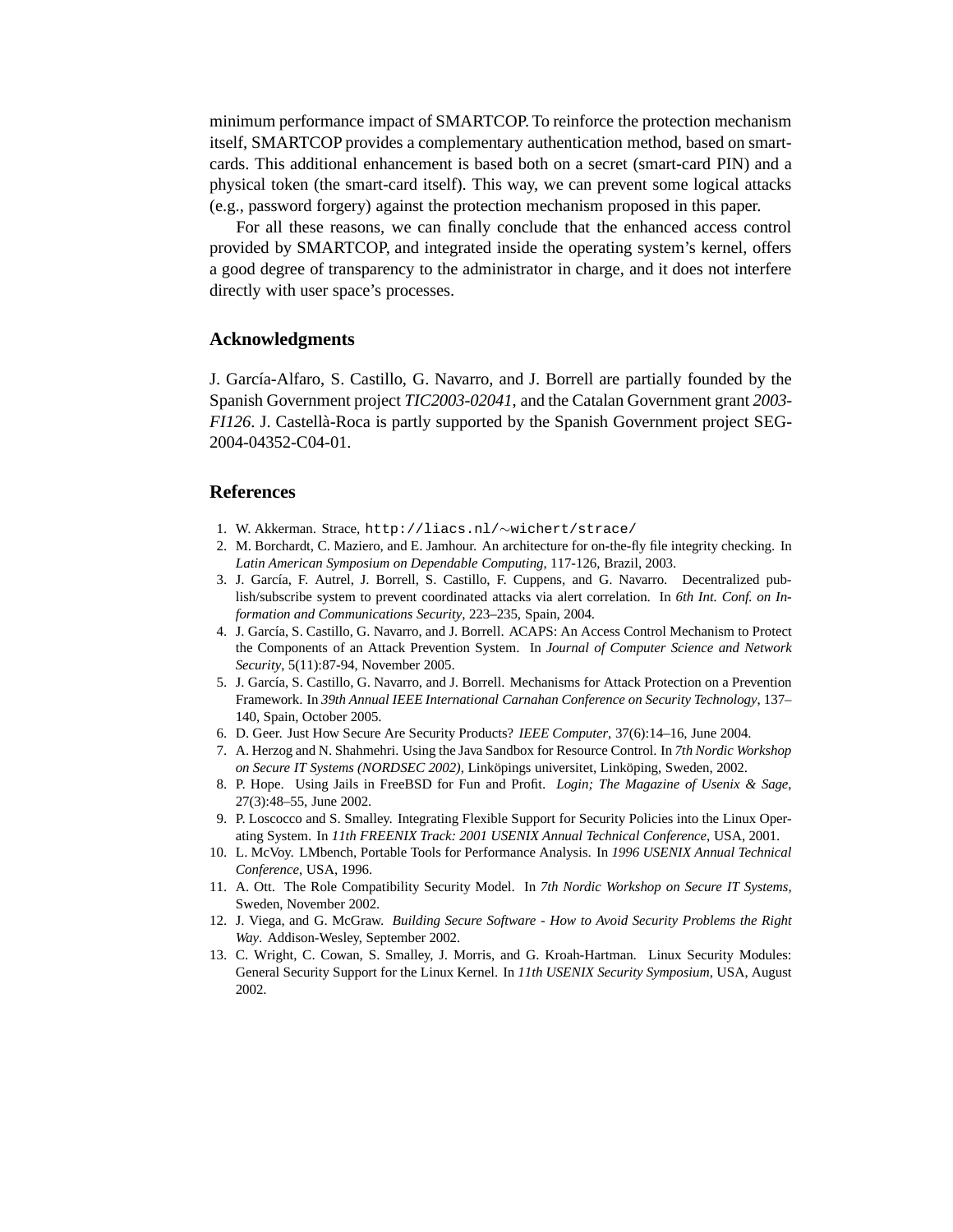minimum performance impact of SMARTCOP. To reinforce the protection mechanism itself, SMARTCOP provides a complementary authentication method, based on smart-cards. This additional enhancement is based both on a secret (smart-card PIN) and a physical token (the smart-card itself). This way, we can prevent some logical attacks (e.g., password forgery) against the protection mechanism proposed in this paper.

For all these reasons, we can finally conclude that the enhanced access control provided by SMARTCOP, and integrated inside the operating system's kernel, offers a good degree of transparency to the administrator in charge, and it does not interfere directly with user space's processes.

## Acknowledgments

J. García-Alfaro, S. Castillo, G. Navarro, and J. Borrell are partially founded by the Spanish Government project *TIC2003-02041*, and the Catalan Government grant *2003-FI126*. J. Castellà-Roca is partly supported by the Spanish Government project SEG-2004-04352-C04-01.

## References

1. W. Akkerman. Strace, `http://liacs.nl/∼wichert/strace/`
2. M. Borchardt, C. Maziero, and E. Jamhour. An architecture for on-the-fly file integrity checking. In *Latin American Symposium on Dependable Computing*, 117-126, Brazil, 2003.
3. J. García, F. Autrel, J. Borrell, S. Castillo, F. Cuppens, and G. Navarro. Decentralized publish/subscribe system to prevent coordinated attacks via alert correlation. In *6th Int. Conf. on Information and Communications Security*, 223–235, Spain, 2004.
4. J. García, S. Castillo, G. Navarro, and J. Borrell. ACAPS: An Access Control Mechanism to Protect the Components of an Attack Prevention System. In *Journal of Computer Science and Network Security*, 5(11):87-94, November 2005.
5. J. García, S. Castillo, G. Navarro, and J. Borrell. Mechanisms for Attack Protection on a Prevention Framework. In *39th Annual IEEE International Carnahan Conference on Security Technology*, 137–140, Spain, October 2005.
6. D. Geer. Just How Secure Are Security Products? *IEEE Computer*, 37(6):14–16, June 2004.
7. A. Herzog and N. Shahmehri. Using the Java Sandbox for Resource Control. In *7th Nordic Workshop on Secure IT Systems (NORDSEC 2002)*, Linköpings universitet, Linköping, Sweden, 2002.
8. P. Hope. Using Jails in FreeBSD for Fun and Profit. *Login; The Magazine of Usenix & Sage*, 27(3):48–55, June 2002.
9. P. Loscocco and S. Smalley. Integrating Flexible Support for Security Policies into the Linux Operating System. In *11th FREENIX Track: 2001 USENIX Annual Technical Conference*, USA, 2001.
10. L. McVoy. LMbench, Portable Tools for Performance Analysis. In *1996 USENIX Annual Technical Conference*, USA, 1996.
11. A. Ott. The Role Compatibility Security Model. In *7th Nordic Workshop on Secure IT Systems*, Sweden, November 2002.
12. J. Viega, and G. McGraw. *Building Secure Software - How to Avoid Security Problems the Right Way*. Addison-Wesley, September 2002.
13. C. Wright, C. Cowan, S. Smalley, J. Morris, and G. Kroah-Hartman. Linux Security Modules: General Security Support for the Linux Kernel. In *11th USENIX Security Symposium*, USA, August 2002.